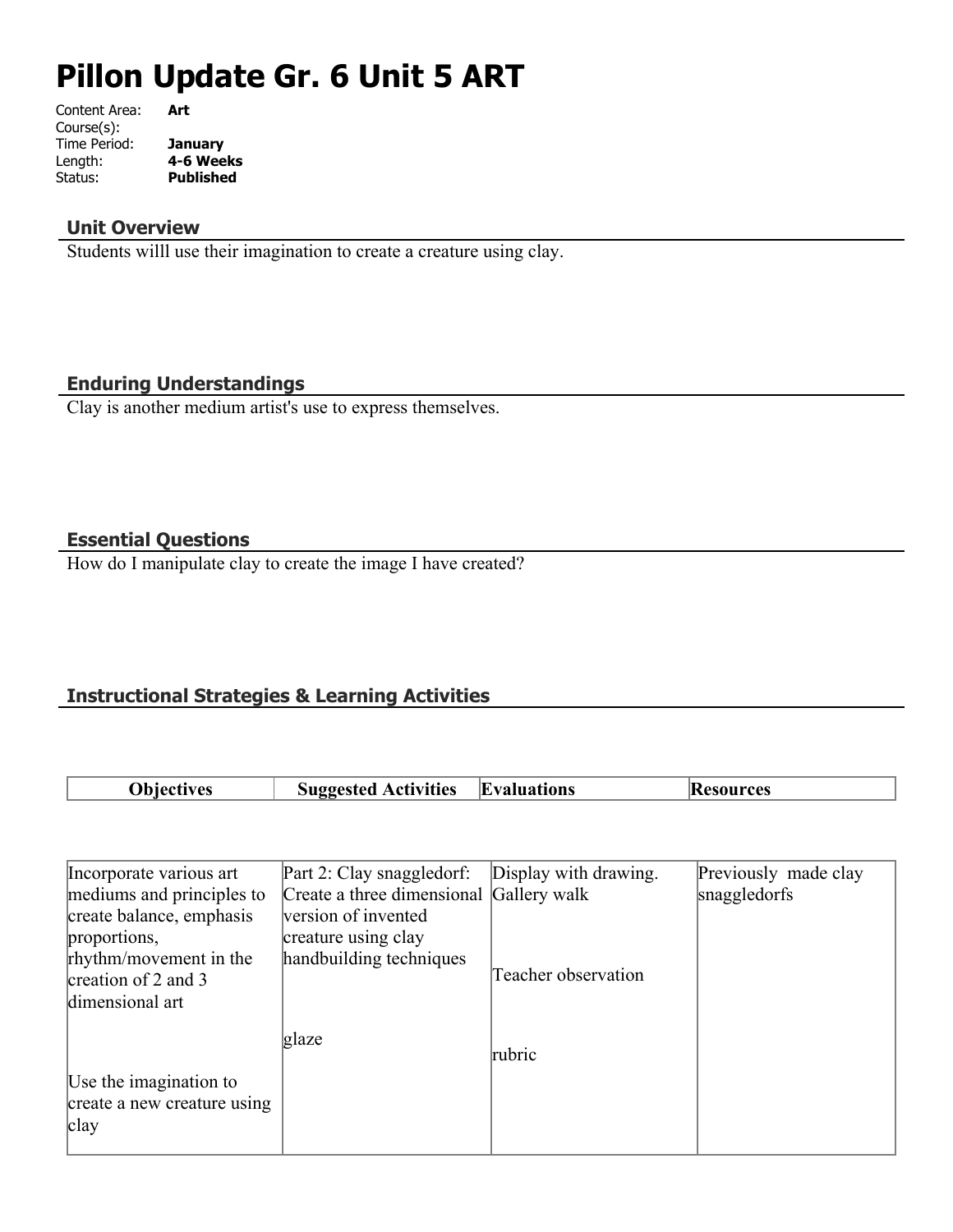# Pillon Update Gr. 6 Unit 5 ART

Content Area: **Art**
Course(s):
Time Period: **January**
Length: **4-6 Weeks**
Status: **Published**

## Unit Overview

Students willl use their imagination to create a creature using clay.

## Enduring Understandings

Clay is another medium artist's use to express themselves.

## Essential Questions

How do I manipulate clay to create the image I have created?

## Instructional Strategies & Learning Activities

| Objectives | Suggested Activities | Evaluations | Resources |
|---|---|---|---|
| Incorporate various art mediums and principles to create balance, emphasis proportions, rhythm/movement in the creation of 2 and 3 dimensional art<br><br>Use the imagination to create a new creature using clay | Part 2: Clay snaggledorf: Create a three dimensional version of invented creature using clay handbuilding techniques<br><br>glaze | Display with drawing. Gallery walk<br><br>Teacher observation<br><br>rubric | Previously made clay snaggledorfs |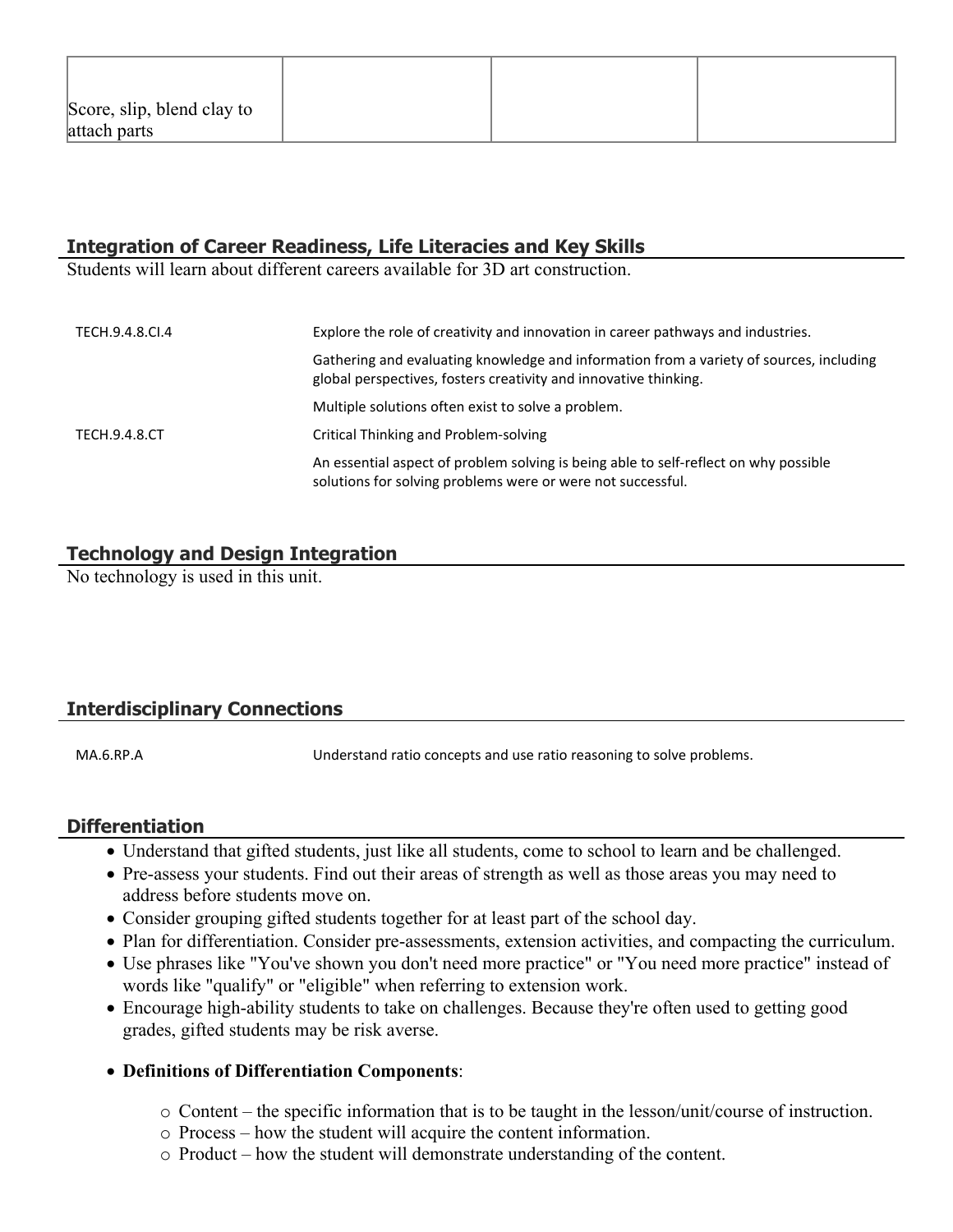| Score, slip, blend clay to attach parts | | | |
|---|---|---|---|

## Integration of Career Readiness, Life Literacies and Key Skills

Students will learn about different careers available for 3D art construction.

| | |
|---|---|
| TECH.9.4.8.CI.4 | Explore the role of creativity and innovation in career pathways and industries. |
| | Gathering and evaluating knowledge and information from a variety of sources, including global perspectives, fosters creativity and innovative thinking. |
| | Multiple solutions often exist to solve a problem. |
| TECH.9.4.8.CT | Critical Thinking and Problem-solving |
| | An essential aspect of problem solving is being able to self-reflect on why possible solutions for solving problems were or were not successful. |

## Technology and Design Integration

No technology is used in this unit.

## Interdisciplinary Connections

| | |
|---|---|
| MA.6.RP.A | Understand ratio concepts and use ratio reasoning to solve problems. |

## Differentiation

- Understand that gifted students, just like all students, come to school to learn and be challenged.
- Pre-assess your students. Find out their areas of strength as well as those areas you may need to address before students move on.
- Consider grouping gifted students together for at least part of the school day.
- Plan for differentiation. Consider pre-assessments, extension activities, and compacting the curriculum.
- Use phrases like "You've shown you don't need more practice" or "You need more practice" instead of words like "qualify" or "eligible" when referring to extension work.
- Encourage high-ability students to take on challenges. Because they're often used to getting good grades, gifted students may be risk averse.
- **Definitions of Differentiation Components**:
  - Content – the specific information that is to be taught in the lesson/unit/course of instruction.
  - Process – how the student will acquire the content information.
  - Product – how the student will demonstrate understanding of the content.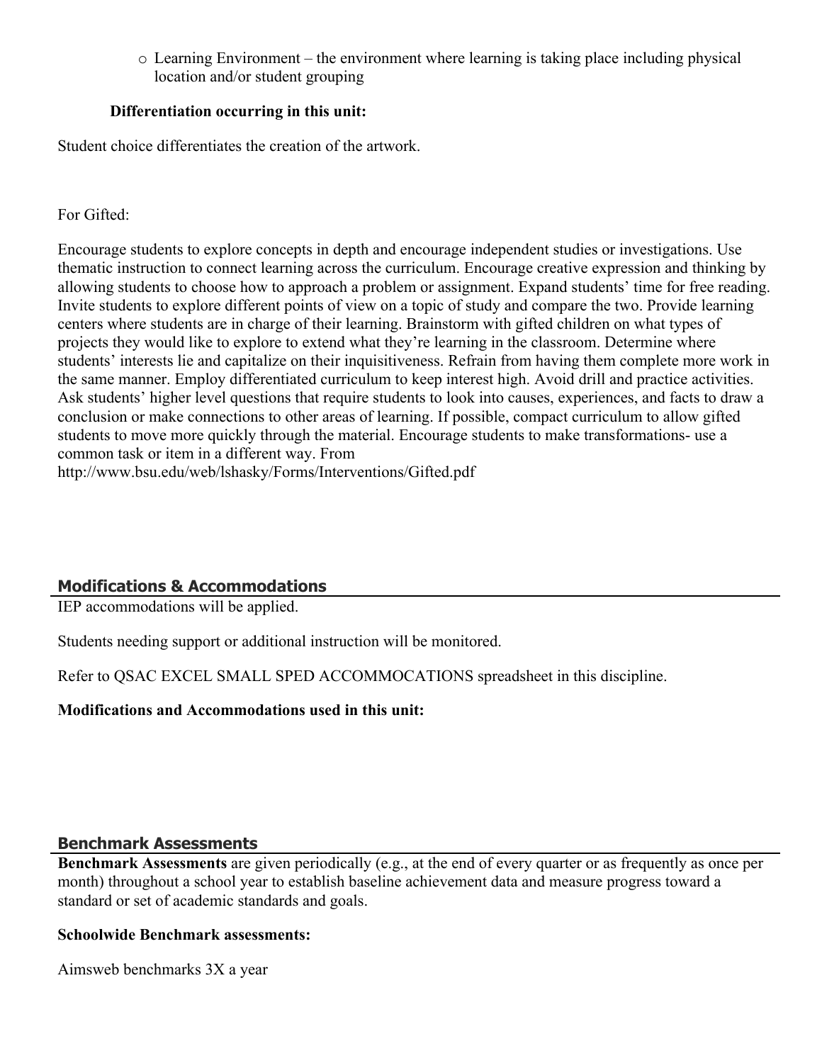- Learning Environment – the environment where learning is taking place including physical location and/or student grouping

**Differentiation occurring in this unit:**

Student choice differentiates the creation of the artwork.

For Gifted:

Encourage students to explore concepts in depth and encourage independent studies or investigations. Use thematic instruction to connect learning across the curriculum. Encourage creative expression and thinking by allowing students to choose how to approach a problem or assignment. Expand students' time for free reading. Invite students to explore different points of view on a topic of study and compare the two. Provide learning centers where students are in charge of their learning. Brainstorm with gifted children on what types of projects they would like to explore to extend what they're learning in the classroom. Determine where students' interests lie and capitalize on their inquisitiveness. Refrain from having them complete more work in the same manner. Employ differentiated curriculum to keep interest high. Avoid drill and practice activities. Ask students' higher level questions that require students to look into causes, experiences, and facts to draw a conclusion or make connections to other areas of learning. If possible, compact curriculum to allow gifted students to move more quickly through the material. Encourage students to make transformations- use a common task or item in a different way. From http://www.bsu.edu/web/lshasky/Forms/Interventions/Gifted.pdf

## Modifications & Accommodations

IEP accommodations will be applied.

Students needing support or additional instruction will be monitored.

Refer to QSAC EXCEL SMALL SPED ACCOMMOCATIONS spreadsheet in this discipline.

**Modifications and Accommodations used in this unit:**

## Benchmark Assessments

**Benchmark Assessments** are given periodically (e.g., at the end of every quarter or as frequently as once per month) throughout a school year to establish baseline achievement data and measure progress toward a standard or set of academic standards and goals.

**Schoolwide Benchmark assessments:**

Aimsweb benchmarks 3X a year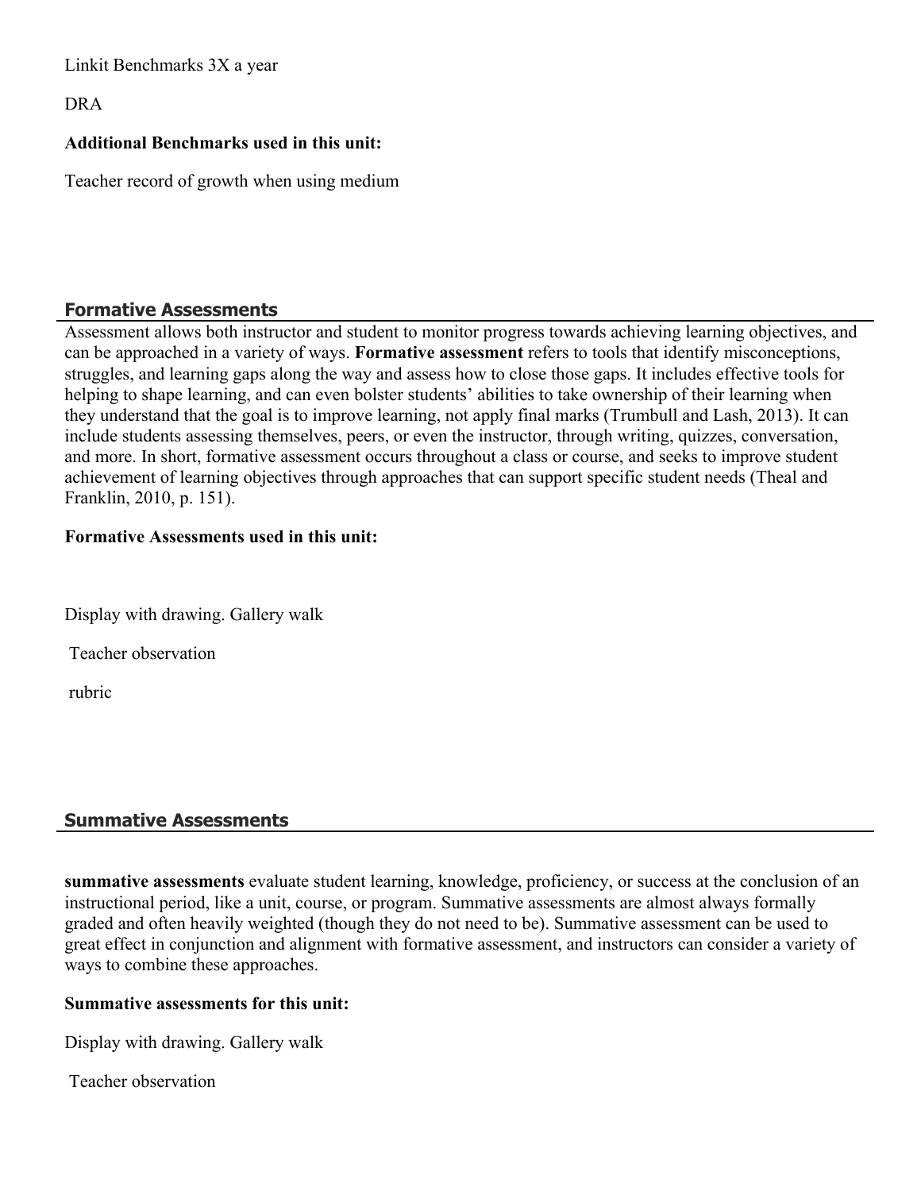Linkit Benchmarks 3X a year

DRA

**Additional Benchmarks used in this unit:**

Teacher record of growth when using medium

## Formative Assessments

Assessment allows both instructor and student to monitor progress towards achieving learning objectives, and can be approached in a variety of ways. **Formative assessment** refers to tools that identify misconceptions, struggles, and learning gaps along the way and assess how to close those gaps. It includes effective tools for helping to shape learning, and can even bolster students' abilities to take ownership of their learning when they understand that the goal is to improve learning, not apply final marks (Trumbull and Lash, 2013). It can include students assessing themselves, peers, or even the instructor, through writing, quizzes, conversation, and more. In short, formative assessment occurs throughout a class or course, and seeks to improve student achievement of learning objectives through approaches that can support specific student needs (Theal and Franklin, 2010, p. 151).

**Formative Assessments used in this unit:**

Display with drawing. Gallery walk

Teacher observation

rubric

## Summative Assessments

**summative assessments** evaluate student learning, knowledge, proficiency, or success at the conclusion of an instructional period, like a unit, course, or program. Summative assessments are almost always formally graded and often heavily weighted (though they do not need to be). Summative assessment can be used to great effect in conjunction and alignment with formative assessment, and instructors can consider a variety of ways to combine these approaches.

**Summative assessments for this unit:**

Display with drawing. Gallery walk

Teacher observation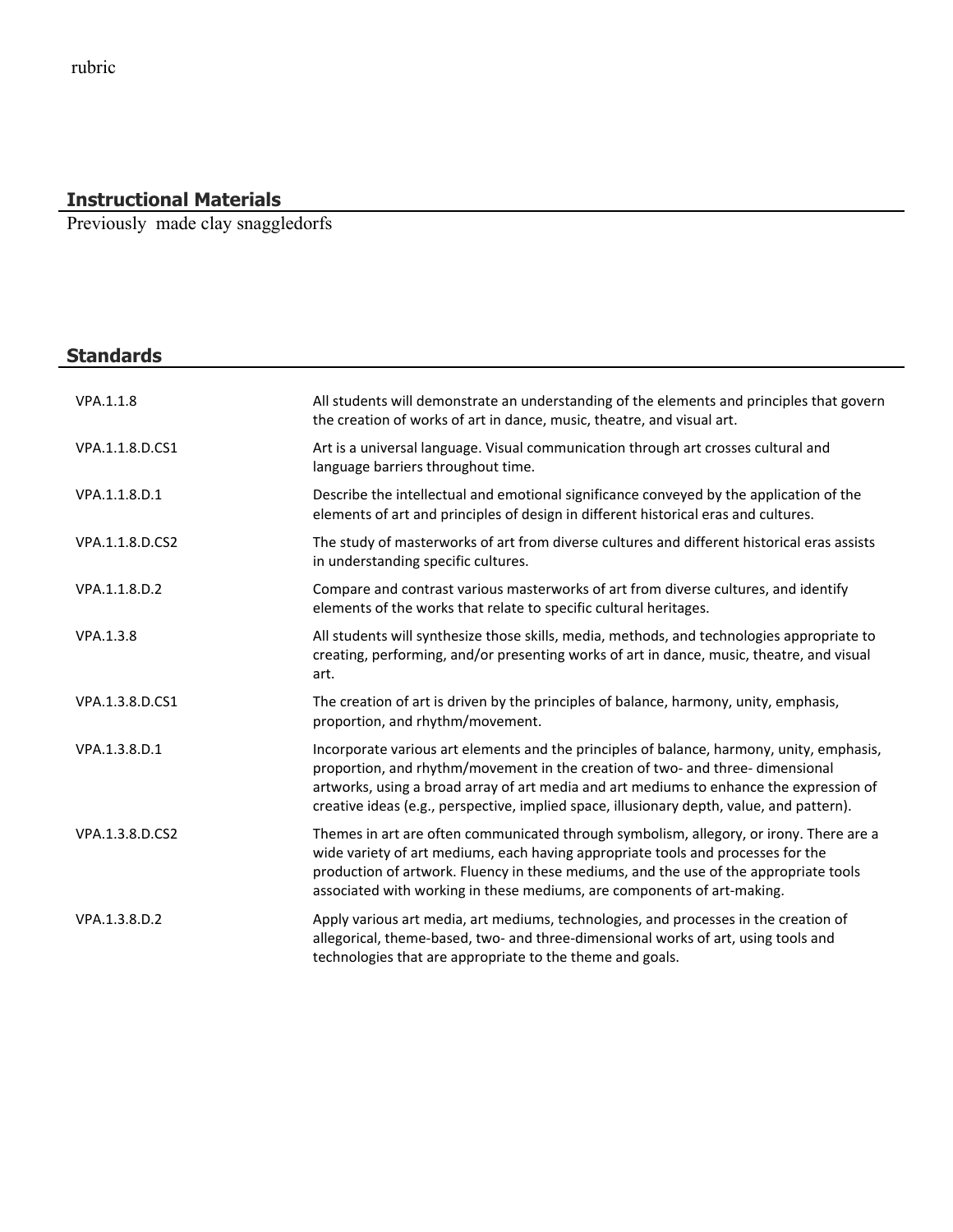rubric

## Instructional Materials

Previously made clay snaggledorfs

## Standards

| | |
|---|---|
| VPA.1.1.8 | All students will demonstrate an understanding of the elements and principles that govern the creation of works of art in dance, music, theatre, and visual art. |
| VPA.1.1.8.D.CS1 | Art is a universal language. Visual communication through art crosses cultural and language barriers throughout time. |
| VPA.1.1.8.D.1 | Describe the intellectual and emotional significance conveyed by the application of the elements of art and principles of design in different historical eras and cultures. |
| VPA.1.1.8.D.CS2 | The study of masterworks of art from diverse cultures and different historical eras assists in understanding specific cultures. |
| VPA.1.1.8.D.2 | Compare and contrast various masterworks of art from diverse cultures, and identify elements of the works that relate to specific cultural heritages. |
| VPA.1.3.8 | All students will synthesize those skills, media, methods, and technologies appropriate to creating, performing, and/or presenting works of art in dance, music, theatre, and visual art. |
| VPA.1.3.8.D.CS1 | The creation of art is driven by the principles of balance, harmony, unity, emphasis, proportion, and rhythm/movement. |
| VPA.1.3.8.D.1 | Incorporate various art elements and the principles of balance, harmony, unity, emphasis, proportion, and rhythm/movement in the creation of two- and three- dimensional artworks, using a broad array of art media and art mediums to enhance the expression of creative ideas (e.g., perspective, implied space, illusionary depth, value, and pattern). |
| VPA.1.3.8.D.CS2 | Themes in art are often communicated through symbolism, allegory, or irony. There are a wide variety of art mediums, each having appropriate tools and processes for the production of artwork. Fluency in these mediums, and the use of the appropriate tools associated with working in these mediums, are components of art-making. |
| VPA.1.3.8.D.2 | Apply various art media, art mediums, technologies, and processes in the creation of allegorical, theme-based, two- and three-dimensional works of art, using tools and technologies that are appropriate to the theme and goals. |